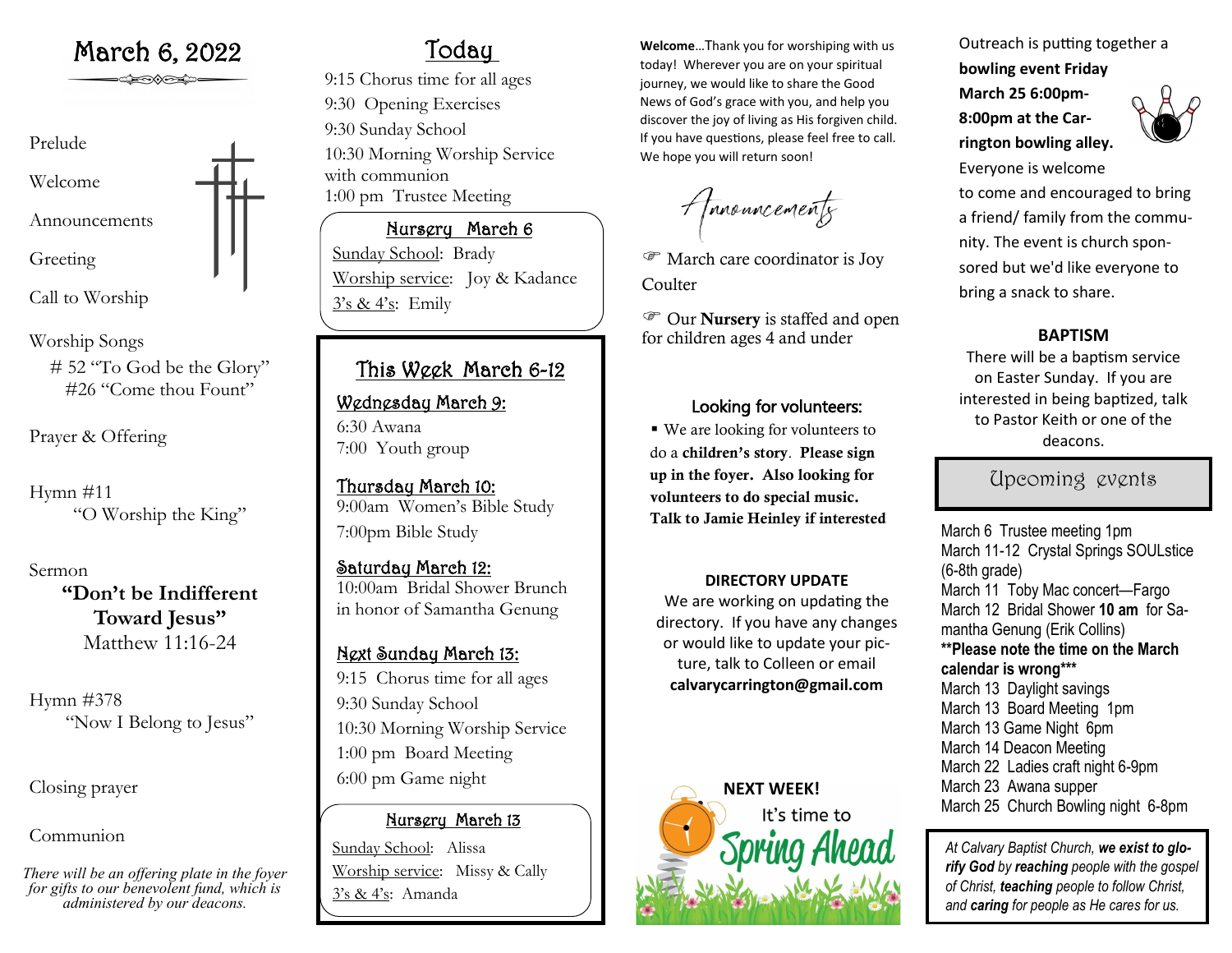# March 6, 2022

Prelude

Welcome

Announcements

Greeting

Call to Worship

Worship Songs
# 52 "To God be the Glory"
#26 "Come thou Fount"

Prayer & Offering

Hymn #11
"O Worship the King"

Sermon
**"Don't be Indifferent Toward Jesus"**
Matthew 11:16-24

Hymn #378
"Now I Belong to Jesus"

Closing prayer

Communion

*There will be an offering plate in the foyer for gifts to our benevolent fund, which is administered by our deacons.*

## Today

9:15 Chorus time for all ages
9:30 Opening Exercises
9:30 Sunday School
10:30 Morning Worship Service with communion
1:00 pm Trustee Meeting

### Nursery March 6

Sunday School: Brady
Worship service: Joy & Kadance
3's & 4's: Emily

## This Week March 6-12

### Wednesday March 9:

6:30 Awana
7:00 Youth group

### Thursday March 10:

9:00am Women's Bible Study
7:00pm Bible Study

### Saturday March 12:

10:00am Bridal Shower Brunch in honor of Samantha Genung

### Next Sunday March 13:

9:15 Chorus time for all ages
9:30 Sunday School
10:30 Morning Worship Service
1:00 pm Board Meeting
6:00 pm Game night

### Nursery March 13

Sunday School: Alissa
Worship service: Missy & Cally
3's & 4's: Amanda

**Welcome**…Thank you for worshiping with us today! Wherever you are on your spiritual journey, we would like to share the Good News of God's grace with you, and help you discover the joy of living as His forgiven child. If you have questions, please feel free to call. We hope you will return soon!

## Announcements

☞ March care coordinator is Joy Coulter

☞ Our **Nursery** is staffed and open for children ages 4 and under

### Looking for volunteers:

- We are looking for volunteers to do a **children's story**. **Please sign up in the foyer. Also looking for volunteers to do special music. Talk to Jamie Heinley if interested**

### DIRECTORY UPDATE

We are working on updating the directory. If you have any changes or would like to update your picture, talk to Colleen or email **calvarycarrington@gmail.com**

**NEXT WEEK!**
It's time to Spring Ahead

Outreach is putting together a **bowling event Friday March 25 6:00pm-8:00pm at the Carrington bowling alley.** Everyone is welcome to come and encouraged to bring a friend/ family from the community. The event is church sponsored but we'd like everyone to bring a snack to share.

### BAPTISM

There will be a baptism service on Easter Sunday. If you are interested in being baptized, talk to Pastor Keith or one of the deacons.

## Upcoming events

March 6 Trustee meeting 1pm
March 11-12 Crystal Springs SOULstice (6-8th grade)
March 11 Toby Mac concert—Fargo
March 12 Bridal Shower **10 am** for Samantha Genung (Erik Collins)
**Please note the time on the March calendar is wrong**
March 13 Daylight savings
March 13 Board Meeting 1pm
March 13 Game Night 6pm
March 14 Deacon Meeting
March 22 Ladies craft night 6-9pm
March 23 Awana supper
March 25 Church Bowling night 6-8pm

*At Calvary Baptist Church, **we exist to glorify God** by **reaching** people with the gospel of Christ, **teaching** people to follow Christ, and **caring** for people as He cares for us.*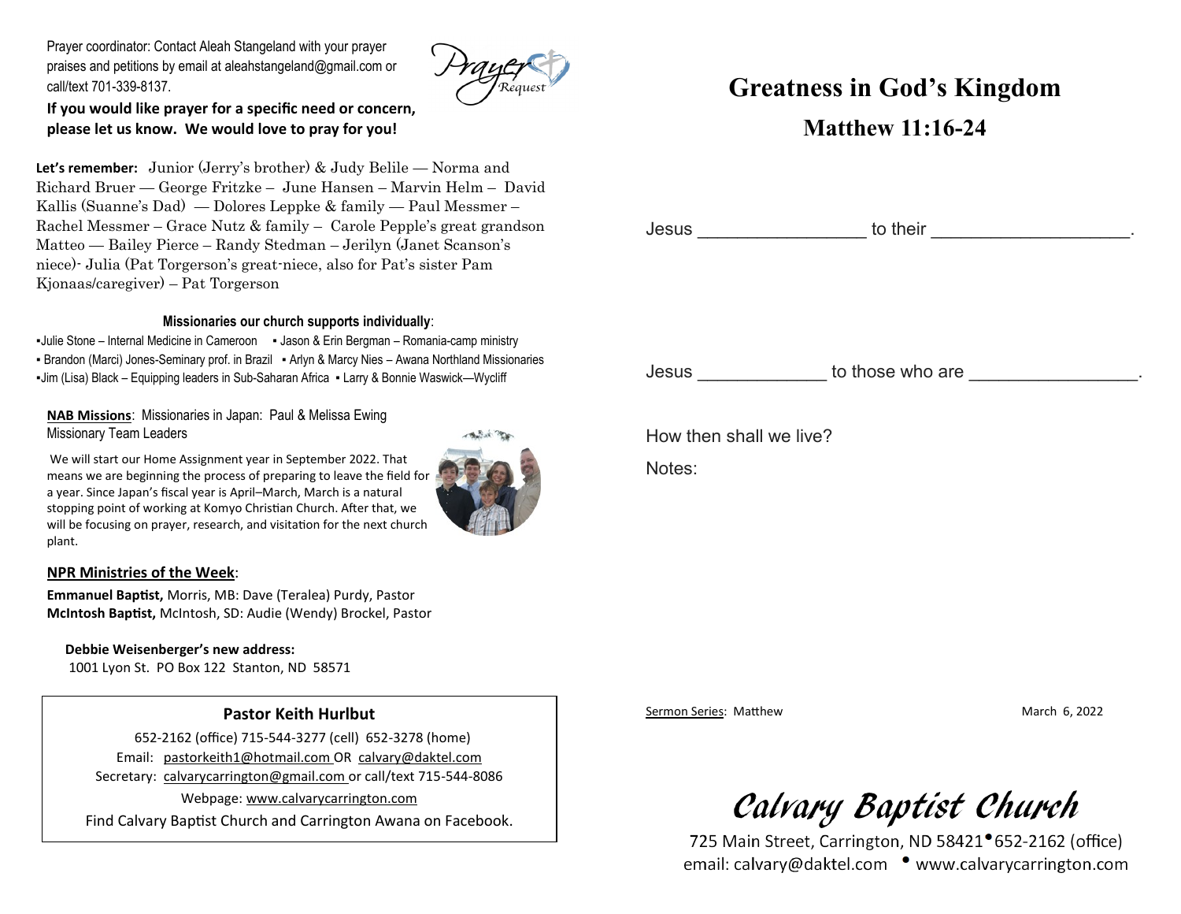Prayer coordinator: Contact Aleah Stangeland with your prayer praises and petitions by email at aleahstangeland@gmail.com or call/text 701-339-8137.

**If you would like prayer for a specific need or concern, please let us know. We would love to pray for you!**

**Let's remember:** Junior (Jerry's brother) & Judy Belile — Norma and Richard Bruer — George Fritzke – June Hansen – Marvin Helm – David Kallis (Suanne's Dad) — Dolores Leppke & family — Paul Messmer – Rachel Messmer – Grace Nutz & family – Carole Pepple's great grandson Matteo — Bailey Pierce – Randy Stedman – Jerilyn (Janet Scanson's niece)- Julia (Pat Torgerson's great-niece, also for Pat's sister Pam Kjonaas/caregiver) – Pat Torgerson

**Missionaries our church supports individually**:

- Julie Stone – Internal Medicine in Cameroon
- Jason & Erin Bergman – Romania-camp ministry
- Brandon (Marci) Jones-Seminary prof. in Brazil
- Arlyn & Marcy Nies – Awana Northland Missionaries
- Jim (Lisa) Black – Equipping leaders in Sub-Saharan Africa
- Larry & Bonnie Waswick—Wycliff

**NAB Missions**: Missionaries in Japan: Paul & Melissa Ewing Missionary Team Leaders

We will start our Home Assignment year in September 2022. That means we are beginning the process of preparing to leave the field for a year. Since Japan's fiscal year is April–March, March is a natural stopping point of working at Komyo Christian Church. After that, we will be focusing on prayer, research, and visitation for the next church plant.

**NPR Ministries of the Week**:

**Emmanuel Baptist,** Morris, MB: Dave (Teralea) Purdy, Pastor
**McIntosh Baptist,** McIntosh, SD: Audie (Wendy) Brockel, Pastor

**Debbie Weisenberger's new address:**
1001 Lyon St. PO Box 122 Stanton, ND 58571

**Pastor Keith Hurlbut**

652-2162 (office) 715-544-3277 (cell) 652-3278 (home)
Email: pastorkeith1@hotmail.com OR calvary@daktel.com
Secretary: calvarycarrington@gmail.com or call/text 715-544-8086
Webpage: www.calvarycarrington.com
Find Calvary Baptist Church and Carrington Awana on Facebook.

# Greatness in God's Kingdom

## Matthew 11:16-24

Jesus ________________ to their ___________________.

Jesus ____________ to those who are ________________.

How then shall we live?

Notes:

Sermon Series: Matthew

March 6, 2022

**Calvary Baptist Church**

725 Main Street, Carrington, ND 58421 • 652-2162 (office)
email: calvary@daktel.com • www.calvarycarrington.com